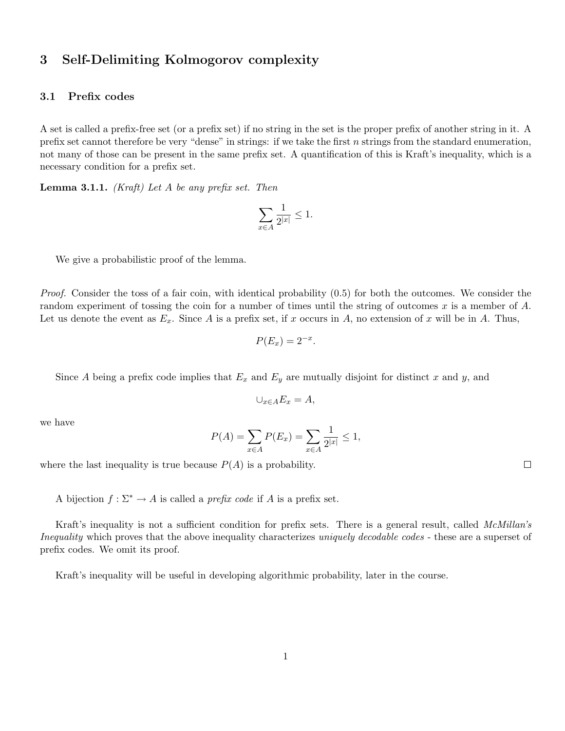## 3 Self-Delimiting Kolmogorov complexity

### 3.1 Prefix codes

A set is called a prefix-free set (or a prefix set) if no string in the set is the proper prefix of another string in it. A prefix set cannot therefore be very "dense" in strings: if we take the first $n$ strings from the standard enumeration, not many of those can be present in the same prefix set. A quantification of this is Kraft's inequality, which is a necessary condition for a prefix set.

**Lemma 3.1.1.** *(Kraft) Let $A$ be any prefix set. Then*

$$\sum_{x \in A} \frac{1}{2^{|x|}} \leq 1.$$

We give a probabilistic proof of the lemma.

*Proof.* Consider the toss of a fair coin, with identical probability (0.5) for both the outcomes. We consider the random experiment of tossing the coin for a number of times until the string of outcomes $x$ is a member of $A$. Let us denote the event as $E_x$. Since $A$ is a prefix set, if $x$ occurs in $A$, no extension of $x$ will be in $A$. Thus,

$$P(E_x) = 2^{-x}.$$

Since $A$ being a prefix code implies that $E_x$ and $E_y$ are mutually disjoint for distinct $x$ and $y$, and

$$\cup_{x \in A} E_x = A,$$

we have

$$P(A) = \sum_{x \in A} P(E_x) = \sum_{x \in A} \frac{1}{2^{|x|}} \leq 1,$$

where the last inequality is true because $P(A)$ is a probability. □

A bijection $f : \Sigma^* \to A$ is called a *prefix code* if $A$ is a prefix set.

Kraft's inequality is not a sufficient condition for prefix sets. There is a general result, called *McMillan's Inequality* which proves that the above inequality characterizes *uniquely decodable codes* - these are a superset of prefix codes. We omit its proof.

Kraft's inequality will be useful in developing algorithmic probability, later in the course.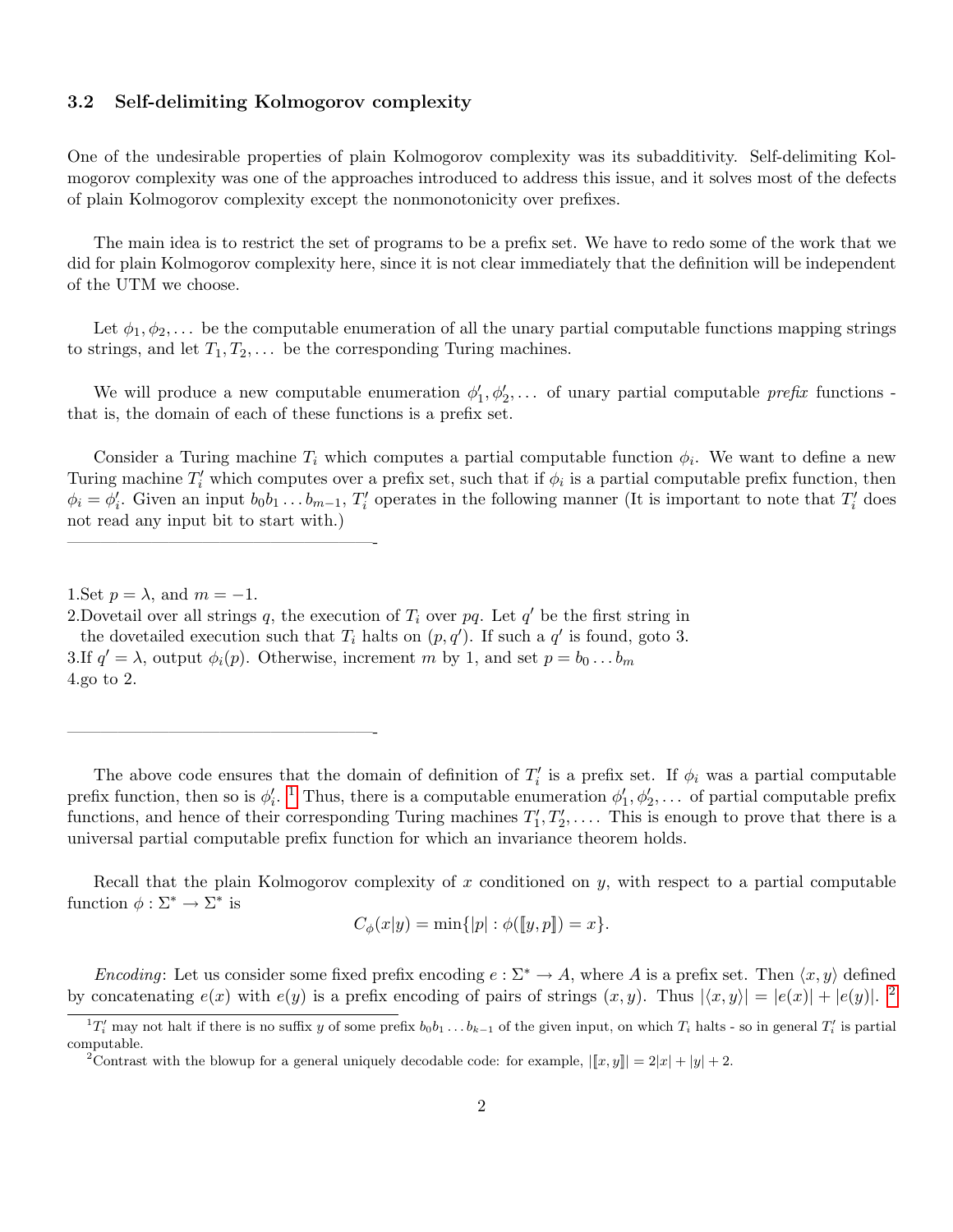### 3.2 Self-delimiting Kolmogorov complexity

One of the undesirable properties of plain Kolmogorov complexity was its subadditivity. Self-delimiting Kolmogorov complexity was one of the approaches introduced to address this issue, and it solves most of the defects of plain Kolmogorov complexity except the nonmonotonicity over prefixes.

The main idea is to restrict the set of programs to be a prefix set. We have to redo some of the work that we did for plain Kolmogorov complexity here, since it is not clear immediately that the definition will be independent of the UTM we choose.

Let $\phi_1, \phi_2, \dots$ be the computable enumeration of all the unary partial computable functions mapping strings to strings, and let $T_1, T_2, \dots$ be the corresponding Turing machines.

We will produce a new computable enumeration $\phi'_1, \phi'_2, \dots$ of unary partial computable *prefix* functions - that is, the domain of each of these functions is a prefix set.

Consider a Turing machine $T_i$ which computes a partial computable function $\phi_i$. We want to define a new Turing machine $T'_i$ which computes over a prefix set, such that if $\phi_i$ is a partial computable prefix function, then $\phi_i = \phi'_i$. Given an input $b_0 b_1 \dots b_{m-1}$, $T'_i$ operates in the following manner (It is important to note that $T'_i$ does not read any input bit to start with.)

---

1. Set $p = \lambda$, and $m = -1$.
2. Dovetail over all strings $q$, the execution of $T_i$ over $pq$. Let $q'$ be the first string in the dovetailed execution such that $T_i$ halts on $(p, q')$. If such a $q'$ is found, goto 3.
3. If $q' = \lambda$, output $\phi_i(p)$. Otherwise, increment $m$ by 1, and set $p = b_0 \dots b_m$
4. go to 2.

---

The above code ensures that the domain of definition of $T'_i$ is a prefix set. If $\phi_i$ was a partial computable prefix function, then so is $\phi'_i$. [1] Thus, there is a computable enumeration $\phi'_1, \phi'_2, \dots$ of partial computable prefix functions, and hence of their corresponding Turing machines $T'_1, T'_2, \dots$. This is enough to prove that there is a universal partial computable prefix function for which an invariance theorem holds.

Recall that the plain Kolmogorov complexity of $x$ conditioned on $y$, with respect to a partial computable function $\phi : \Sigma^* \to \Sigma^*$ is

$$C_\phi(x|y) = \min\{|p| : \phi([\![y, p]\!]) = x\}.$$

*Encoding*: Let us consider some fixed prefix encoding $e : \Sigma^* \to A$, where $A$ is a prefix set. Then $\langle x, y \rangle$ defined by concatenating $e(x)$ with $e(y)$ is a prefix encoding of pairs of strings $(x, y)$. Thus $|\langle x, y \rangle| = |e(x)| + |e(y)|$. [2]

[1] $T'_i$ may not halt if there is no suffix $y$ of some prefix $b_0 b_1 \dots b_{k-1}$ of the given input, on which $T_i$ halts - so in general $T'_i$ is partial computable.

[2] Contrast with the blowup for a general uniquely decodable code: for example, $|[\![x, y]\!]| = 2|x| + |y| + 2$.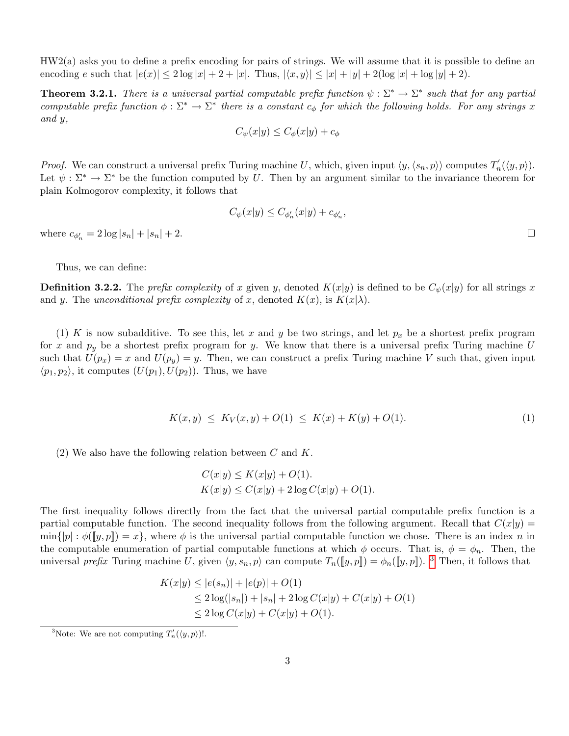HW2(a) asks you to define a prefix encoding for pairs of strings. We will assume that it is possible to define an encoding $e$ such that $|e(x)| \leq 2\log|x| + 2 + |x|$. Thus, $|\langle x, y\rangle| \leq |x| + |y| + 2(\log|x| + \log|y| + 2)$.

**Theorem 3.2.1.** *There is a universal partial computable prefix function $\psi : \Sigma^* \to \Sigma^*$ such that for any partial computable prefix function $\phi : \Sigma^* \to \Sigma^*$ there is a constant $c_\phi$ for which the following holds. For any strings $x$ and $y$,*

$$C_\psi(x|y) \leq C_\phi(x|y) + c_\phi$$

*Proof.* We can construct a universal prefix Turing machine $U$, which, given input $\langle y, \langle s_n, p\rangle\rangle$ computes $T_n'(\langle y, p\rangle)$. Let $\psi : \Sigma^* \to \Sigma^*$ be the function computed by $U$. Then by an argument similar to the invariance theorem for plain Kolmogorov complexity, it follows that

$$C_\psi(x|y) \leq C_{\phi_n'}(x|y) + c_{\phi_n'},$$

where $c_{\phi_n'} = 2\log|s_n| + |s_n| + 2$. ∎

Thus, we can define:

**Definition 3.2.2.** The *prefix complexity* of $x$ given $y$, denoted $K(x|y)$ is defined to be $C_\psi(x|y)$ for all strings $x$ and $y$. The *unconditional prefix complexity* of $x$, denoted $K(x)$, is $K(x|\lambda)$.

(1) $K$ is now subadditive. To see this, let $x$ and $y$ be two strings, and let $p_x$ be a shortest prefix program for $x$ and $p_y$ be a shortest prefix program for $y$. We know that there is a universal prefix Turing machine $U$ such that $U(p_x) = x$ and $U(p_y) = y$. Then, we can construct a prefix Turing machine $V$ such that, given input $\langle p_1, p_2\rangle$, it computes $(U(p_1), U(p_2))$. Thus, we have

$$K(x, y) \;\leq\; K_V(x, y) + O(1) \;\leq\; K(x) + K(y) + O(1). \tag{1}$$

(2) We also have the following relation between $C$ and $K$.

$$C(x|y) \leq K(x|y) + O(1).$$
$$K(x|y) \leq C(x|y) + 2\log C(x|y) + O(1).$$

The first inequality follows directly from the fact that the universal partial computable prefix function is a partial computable function. The second inequality follows from the following argument. Recall that $C(x|y) = \min\{|p| : \phi([\![y, p]\!]) = x\}$, where $\phi$ is the universal partial computable function we chose. There is an index $n$ in the computable enumeration of partial computable functions at which $\phi$ occurs. That is, $\phi = \phi_n$. Then, the universal *prefix* Turing machine $U$, given $\langle y, s_n, p\rangle$ can compute $T_n([\![y, p]\!]) = \phi_n([\![y, p]\!])$. [3] Then, it follows that

$$\begin{aligned} K(x|y) &\leq |e(s_n)| + |e(p)| + O(1) \\ &\leq 2\log(|s_n|) + |s_n| + 2\log C(x|y) + C(x|y) + O(1) \\ &\leq 2\log C(x|y) + C(x|y) + O(1). \end{aligned}$$

[3] Note: We are not computing $T_n'(\langle y, p\rangle)$!.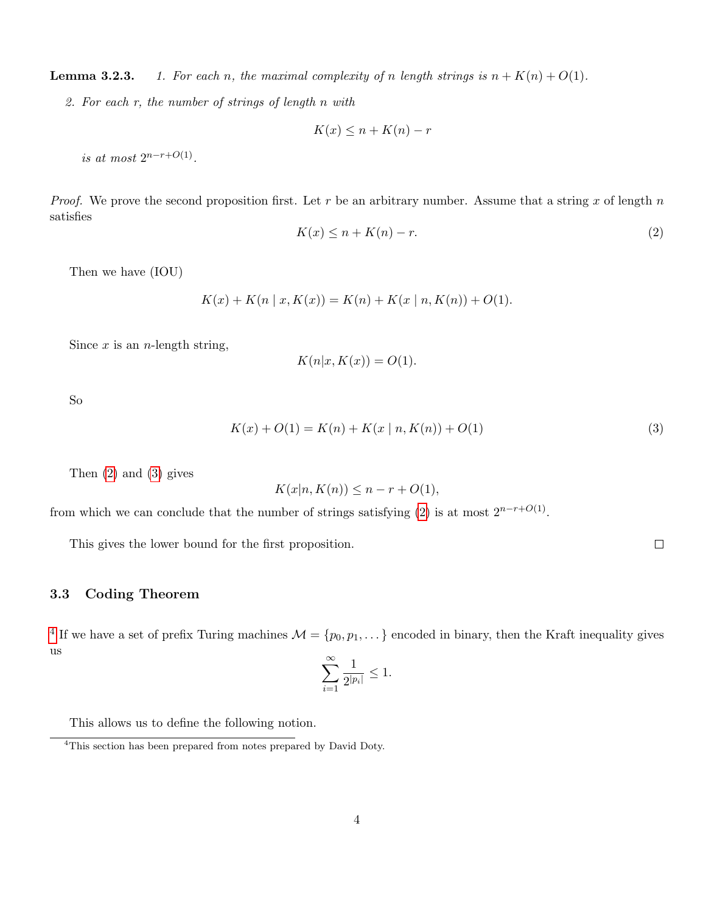**Lemma 3.2.3.** *1. For each $n$, the maximal complexity of $n$ length strings is $n + K(n) + O(1)$.*

*2. For each $r$, the number of strings of length $n$ with*

$$K(x) \le n + K(n) - r$$

*is at most $2^{n-r+O(1)}$.*

*Proof.* We prove the second proposition first. Let $r$ be an arbitrary number. Assume that a string $x$ of length $n$ satisfies

$$K(x) \le n + K(n) - r. \tag{2}$$

Then we have (IOU)

$$K(x) + K(n \mid x, K(x)) = K(n) + K(x \mid n, K(n)) + O(1).$$

Since $x$ is an $n$-length string,

$$K(n|x, K(x)) = O(1).$$

So

$$K(x) + O(1) = K(n) + K(x \mid n, K(n)) + O(1) \tag{3}$$

Then (2) and (3) gives

$$K(x|n, K(n)) \le n - r + O(1),$$

from which we can conclude that the number of strings satisfying (2) is at most $2^{n-r+O(1)}$.

This gives the lower bound for the first proposition. □

### 3.3 Coding Theorem

[4] If we have a set of prefix Turing machines $\mathcal{M} = \{p_0, p_1, \dots\}$ encoded in binary, then the Kraft inequality gives us

$$\sum_{i=1}^{\infty} \frac{1}{2^{|p_i|}} \le 1.$$

This allows us to define the following notion.

[4] This section has been prepared from notes prepared by David Doty.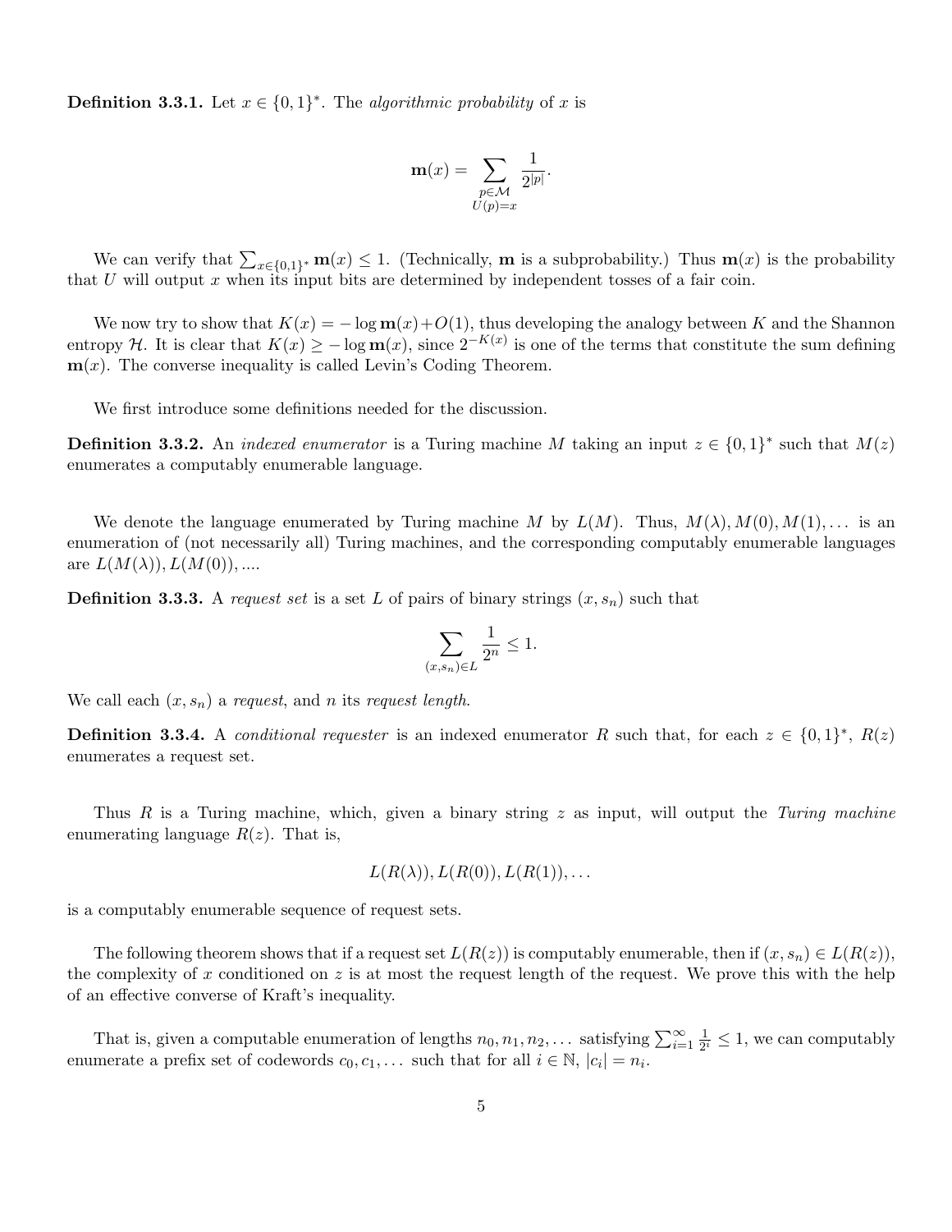**Definition 3.3.1.** Let $x \in \{0,1\}^*$. The *algorithmic probability* of $x$ is

$$\mathbf{m}(x) = \sum_{\substack{p \in \mathcal{M} \\ U(p)=x}} \frac{1}{2^{|p|}}.$$

We can verify that $\sum_{x \in \{0,1\}^*} \mathbf{m}(x) \leq 1$. (Technically, $\mathbf{m}$ is a subprobability.) Thus $\mathbf{m}(x)$ is the probability that $U$ will output $x$ when its input bits are determined by independent tosses of a fair coin.

We now try to show that $K(x) = -\log \mathbf{m}(x) + O(1)$, thus developing the analogy between $K$ and the Shannon entropy $\mathcal{H}$. It is clear that $K(x) \geq -\log \mathbf{m}(x)$, since $2^{-K(x)}$ is one of the terms that constitute the sum defining $\mathbf{m}(x)$. The converse inequality is called Levin's Coding Theorem.

We first introduce some definitions needed for the discussion.

**Definition 3.3.2.** An *indexed enumerator* is a Turing machine $M$ taking an input $z \in \{0,1\}^*$ such that $M(z)$ enumerates a computably enumerable language.

We denote the language enumerated by Turing machine $M$ by $L(M)$. Thus, $M(\lambda), M(0), M(1), \dots$ is an enumeration of (not necessarily all) Turing machines, and the corresponding computably enumerable languages are $L(M(\lambda)), L(M(0)), \dots$.

**Definition 3.3.3.** A *request set* is a set $L$ of pairs of binary strings $(x, s_n)$ such that

$$\sum_{(x,s_n) \in L} \frac{1}{2^n} \leq 1.$$

We call each $(x, s_n)$ a *request*, and $n$ its *request length*.

**Definition 3.3.4.** A *conditional requester* is an indexed enumerator $R$ such that, for each $z \in \{0,1\}^*$, $R(z)$ enumerates a request set.

Thus $R$ is a Turing machine, which, given a binary string $z$ as input, will output the *Turing machine* enumerating language $R(z)$. That is,

$$L(R(\lambda)), L(R(0)), L(R(1)), \dots$$

is a computably enumerable sequence of request sets.

The following theorem shows that if a request set $L(R(z))$ is computably enumerable, then if $(x, s_n) \in L(R(z))$, the complexity of $x$ conditioned on $z$ is at most the request length of the request. We prove this with the help of an effective converse of Kraft's inequality.

That is, given a computable enumeration of lengths $n_0, n_1, n_2, \dots$ satisfying $\sum_{i=1}^{\infty} \frac{1}{2^i} \leq 1$, we can computably enumerate a prefix set of codewords $c_0, c_1, \dots$ such that for all $i \in \mathbb{N}$, $|c_i| = n_i$.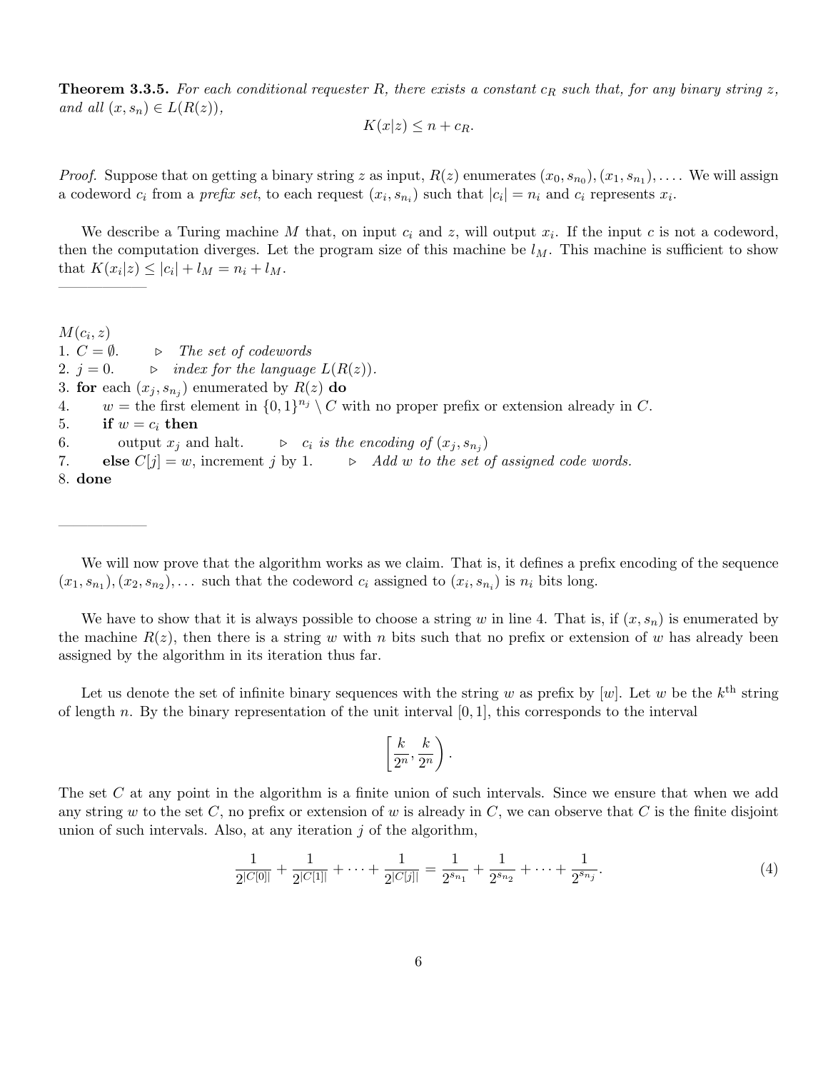**Theorem 3.3.5.** *For each conditional requester $R$, there exists a constant $c_R$ such that, for any binary string $z$, and all $(x, s_n) \in L(R(z))$,*

$$K(x|z) \leq n + c_R.$$

*Proof.* Suppose that on getting a binary string $z$ as input, $R(z)$ enumerates $(x_0, s_{n_0}), (x_1, s_{n_1}), \ldots$. We will assign a codeword $c_i$ from a *prefix set*, to each request $(x_i, s_{n_i})$ such that $|c_i| = n_i$ and $c_i$ represents $x_i$.

We describe a Turing machine $M$ that, on input $c_i$ and $z$, will output $x_i$. If the input $c$ is not a codeword, then the computation diverges. Let the program size of this machine be $l_M$. This machine is sufficient to show that $K(x_i|z) \leq |c_i| + l_M = n_i + l_M$.

---

$M(c_i, z)$
1. $C = \emptyset$. ▷ *The set of codewords*
2. $j = 0$. ▷ *index for the language $L(R(z))$.*
3. **for** each $(x_j, s_{n_j})$ enumerated by $R(z)$ **do**
4. $\quad$ $w =$ the first element in $\{0,1\}^{n_j} \setminus C$ with no proper prefix or extension already in $C$.
5. $\quad$ **if** $w = c_i$ **then**
6. $\quad\quad$ output $x_j$ and halt. ▷ *$c_i$ is the encoding of $(x_j, s_{n_j})$*
7. $\quad$ **else** $C[j] = w$, increment $j$ by 1. ▷ *Add $w$ to the set of assigned code words.*
8. **done**

---

We will now prove that the algorithm works as we claim. That is, it defines a prefix encoding of the sequence $(x_1, s_{n_1}), (x_2, s_{n_2}), \ldots$ such that the codeword $c_i$ assigned to $(x_i, s_{n_i})$ is $n_i$ bits long.

We have to show that it is always possible to choose a string $w$ in line 4. That is, if $(x, s_n)$ is enumerated by the machine $R(z)$, then there is a string $w$ with $n$ bits such that no prefix or extension of $w$ has already been assigned by the algorithm in its iteration thus far.

Let us denote the set of infinite binary sequences with the string $w$ as prefix by $[w]$. Let $w$ be the $k^{\text{th}}$ string of length $n$. By the binary representation of the unit interval $[0, 1]$, this corresponds to the interval

$$\left[\frac{k}{2^n}, \frac{k}{2^n}\right).$$

The set $C$ at any point in the algorithm is a finite union of such intervals. Since we ensure that when we add any string $w$ to the set $C$, no prefix or extension of $w$ is already in $C$, we can observe that $C$ is the finite disjoint union of such intervals. Also, at any iteration $j$ of the algorithm,

$$\frac{1}{2^{|C[0]|}} + \frac{1}{2^{|C[1]|}} + \cdots + \frac{1}{2^{|C[j]|}} = \frac{1}{2^{s_{n_1}}} + \frac{1}{2^{s_{n_2}}} + \cdots + \frac{1}{2^{s_{n_j}}}. \tag{4}$$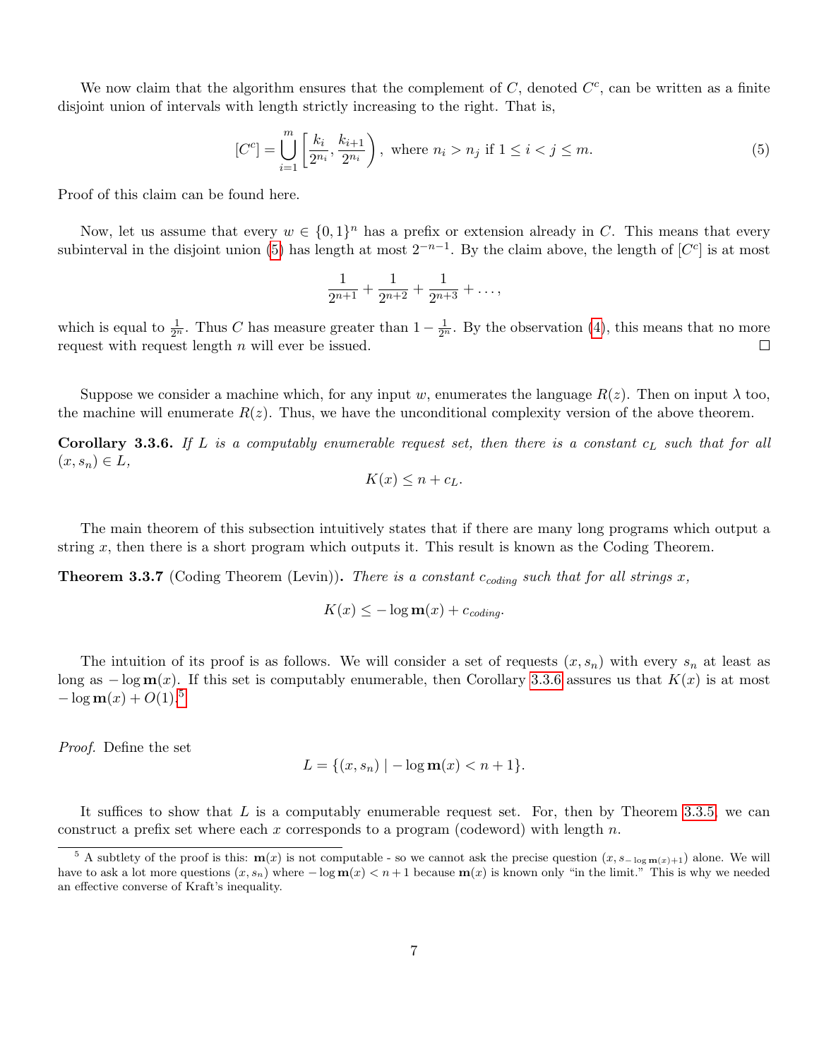We now claim that the algorithm ensures that the complement of $C$, denoted $C^c$, can be written as a finite disjoint union of intervals with length strictly increasing to the right. That is,

$$[C^c] = \bigcup_{i=1}^{m} \left[\frac{k_i}{2^{n_i}}, \frac{k_{i+1}}{2^{n_i}}\right), \text{ where } n_i > n_j \text{ if } 1 \le i < j \le m. \tag{5}$$

Proof of this claim can be found here.

Now, let us assume that every $w \in \{0,1\}^n$ has a prefix or extension already in $C$. This means that every subinterval in the disjoint union (5) has length at most $2^{-n-1}$. By the claim above, the length of $[C^c]$ is at most

$$\frac{1}{2^{n+1}} + \frac{1}{2^{n+2}} + \frac{1}{2^{n+3}} + \dots,$$

which is equal to $\frac{1}{2^n}$. Thus $C$ has measure greater than $1 - \frac{1}{2^n}$. By the observation (4), this means that no more request with request length $n$ will ever be issued. □

Suppose we consider a machine which, for any input $w$, enumerates the language $R(z)$. Then on input $\lambda$ too, the machine will enumerate $R(z)$. Thus, we have the unconditional complexity version of the above theorem.

**Corollary 3.3.6.** *If $L$ is a computably enumerable request set, then there is a constant $c_L$ such that for all $(x, s_n) \in L$,*

$$K(x) \le n + c_L.$$

The main theorem of this subsection intuitively states that if there are many long programs which output a string $x$, then there is a short program which outputs it. This result is known as the Coding Theorem.

**Theorem 3.3.7** (Coding Theorem (Levin))**.** *There is a constant $c_{coding}$ such that for all strings $x$,*

$$K(x) \le -\log \mathbf{m}(x) + c_{coding}.$$

The intuition of its proof is as follows. We will consider a set of requests $(x, s_n)$ with every $s_n$ at least as long as $-\log \mathbf{m}(x)$. If this set is computably enumerable, then Corollary 3.3.6 assures us that $K(x)$ is at most $-\log \mathbf{m}(x) + O(1)$.[5]

*Proof.* Define the set

$$L = \{(x, s_n) \mid -\log \mathbf{m}(x) < n + 1\}.$$

It suffices to show that $L$ is a computably enumerable request set. For, then by Theorem 3.3.5, we can construct a prefix set where each $x$ corresponds to a program (codeword) with length $n$.

[5] A subtlety of the proof is this: $\mathbf{m}(x)$ is not computable - so we cannot ask the precise question $(x, s_{-\log \mathbf{m}(x)+1})$ alone. We will have to ask a lot more questions $(x, s_n)$ where $-\log \mathbf{m}(x) < n + 1$ because $\mathbf{m}(x)$ is known only "in the limit." This is why we needed an effective converse of Kraft's inequality.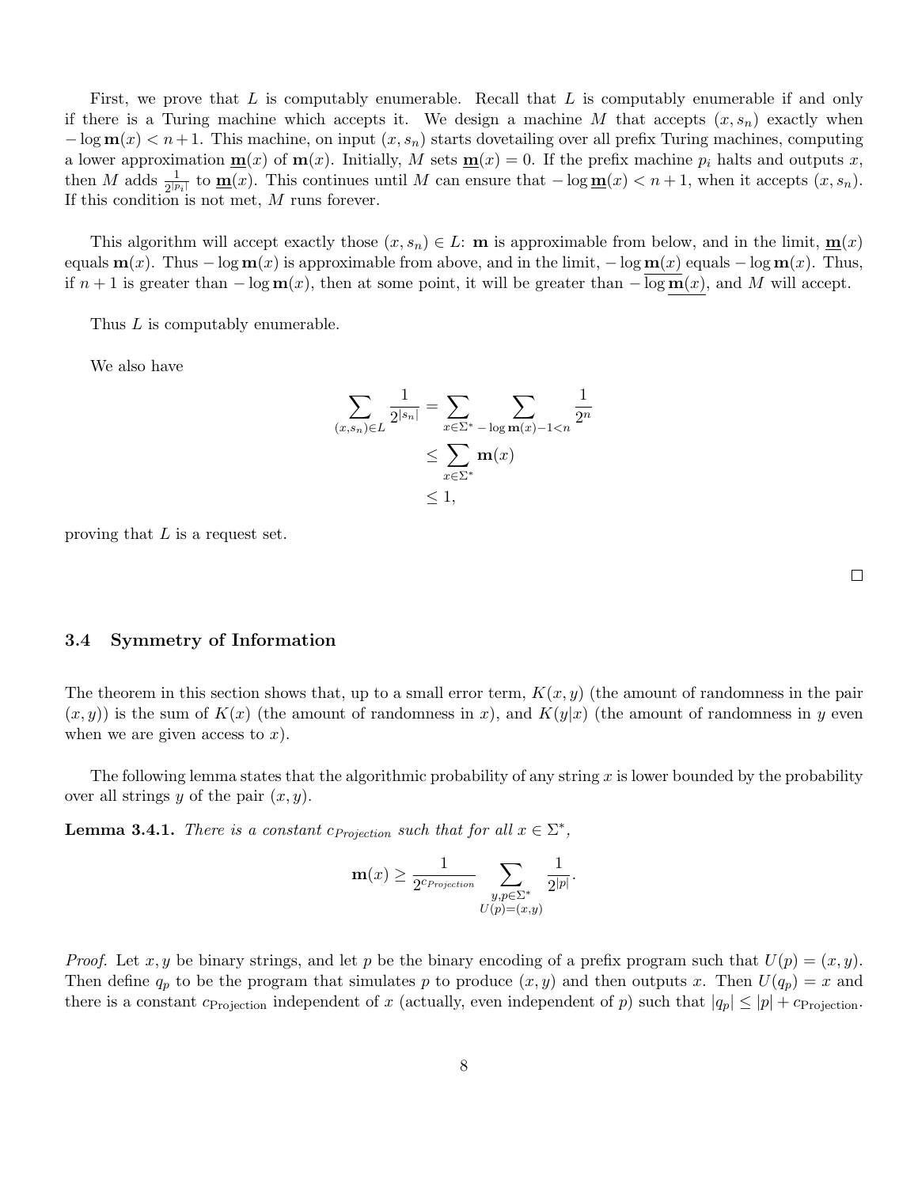First, we prove that $L$ is computably enumerable. Recall that $L$ is computably enumerable if and only if there is a Turing machine which accepts it. We design a machine $M$ that accepts $(x, s_n)$ exactly when $-\log \mathbf{m}(x) < n+1$. This machine, on input $(x, s_n)$ starts dovetailing over all prefix Turing machines, computing a lower approximation $\underline{\mathbf{m}}(x)$ of $\mathbf{m}(x)$. Initially, $M$ sets $\underline{\mathbf{m}}(x) = 0$. If the prefix machine $p_i$ halts and outputs $x$, then $M$ adds $\frac{1}{2^{|p_i|}}$ to $\underline{\mathbf{m}}(x)$. This continues until $M$ can ensure that $-\log \underline{\mathbf{m}}(x) < n+1$, when it accepts $(x, s_n)$. If this condition is not met, $M$ runs forever.

This algorithm will accept exactly those $(x, s_n) \in L$: $\mathbf{m}$ is approximable from below, and in the limit, $\underline{\mathbf{m}}(x)$ equals $\mathbf{m}(x)$. Thus $-\log \mathbf{m}(x)$ is approximable from above, and in the limit, $-\log \underline{\mathbf{m}(x)}$ equals $-\log \mathbf{m}(x)$. Thus, if $n+1$ is greater than $-\log \mathbf{m}(x)$, then at some point, it will be greater than $-\overline{\log \underline{\mathbf{m}}(x)}$, and $M$ will accept.

Thus $L$ is computably enumerable.

We also have

$$
\begin{aligned}
\sum_{(x,s_n)\in L} \frac{1}{2^{|s_n|}} &= \sum_{x\in\Sigma^*} \sum_{-\log \mathbf{m}(x)-1<n} \frac{1}{2^n} \\
&\leq \sum_{x\in\Sigma^*} \mathbf{m}(x) \\
&\leq 1,
\end{aligned}
$$

proving that $L$ is a request set.

□

### 3.4 Symmetry of Information

The theorem in this section shows that, up to a small error term, $K(x, y)$ (the amount of randomness in the pair $(x, y)$) is the sum of $K(x)$ (the amount of randomness in $x$), and $K(y|x)$ (the amount of randomness in $y$ even when we are given access to $x$).

The following lemma states that the algorithmic probability of any string $x$ is lower bounded by the probability over all strings $y$ of the pair $(x, y)$.

**Lemma 3.4.1.** *There is a constant $c_{Projection}$ such that for all $x \in \Sigma^*$,*

$$
\mathbf{m}(x) \geq \frac{1}{2^{c_{Projection}}} \sum_{\substack{y,p\in\Sigma^* \\ U(p)=(x,y)}} \frac{1}{2^{|p|}}.
$$

*Proof.* Let $x, y$ be binary strings, and let $p$ be the binary encoding of a prefix program such that $U(p) = (x, y)$. Then define $q_p$ to be the program that simulates $p$ to produce $(x, y)$ and then outputs $x$. Then $U(q_p) = x$ and there is a constant $c_{\text{Projection}}$ independent of $x$ (actually, even independent of $p$) such that $|q_p| \leq |p| + c_{\text{Projection}}$.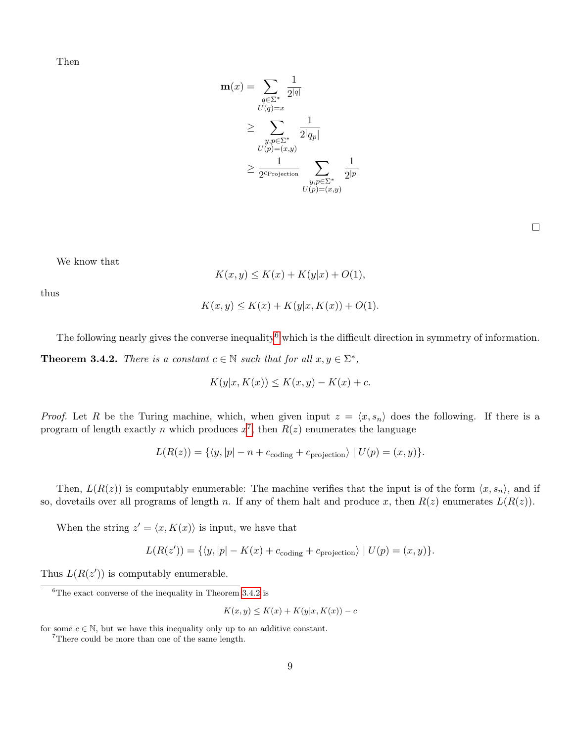Then

$$
\begin{aligned}
\mathbf{m}(x) &= \sum_{\substack{q \in \Sigma^* \\ U(q)=x}} \frac{1}{2^{|q|}} \\
&\geq \sum_{\substack{y,p \in \Sigma^* \\ U(p)=(x,y)}} \frac{1}{2^{|q_p|}} \\
&\geq \frac{1}{2^{c_{\text{Projection}}}} \sum_{\substack{y,p \in \Sigma^* \\ U(p)=(x,y)}} \frac{1}{2^{|p|}}
\end{aligned}
$$

□

We know that

$$K(x,y) \leq K(x) + K(y|x) + O(1),$$

thus

$$K(x,y) \leq K(x) + K(y|x, K(x)) + O(1).$$

The following nearly gives the converse inequality[6] which is the difficult direction in symmetry of information.

**Theorem 3.4.2.** *There is a constant $c \in \mathbb{N}$ such that for all $x, y \in \Sigma^*$,*

$$K(y|x, K(x)) \leq K(x,y) - K(x) + c.$$

*Proof.* Let $R$ be the Turing machine, which, when given input $z = \langle x, s_n \rangle$ does the following. If there is a program of length exactly $n$ which produces $x$[7], then $R(z)$ enumerates the language

$$L(R(z)) = \{\langle y, |p| - n + c_{\text{coding}} + c_{\text{projection}} \rangle \mid U(p) = (x,y)\}.$$

Then, $L(R(z))$ is computably enumerable: The machine verifies that the input is of the form $\langle x, s_n \rangle$, and if so, dovetails over all programs of length $n$. If any of them halt and produce $x$, then $R(z)$ enumerates $L(R(z))$.

When the string $z' = \langle x, K(x) \rangle$ is input, we have that

$$L(R(z')) = \{\langle y, |p| - K(x) + c_{\text{coding}} + c_{\text{projection}} \rangle \mid U(p) = (x,y)\}.$$

Thus $L(R(z'))$ is computably enumerable.

---

[6] The exact converse of the inequality in Theorem 3.4.2 is

$$K(x,y) \leq K(x) + K(y|x, K(x)) - c$$

for some $c \in \mathbb{N}$, but we have this inequality only up to an additive constant.

[7] There could be more than one of the same length.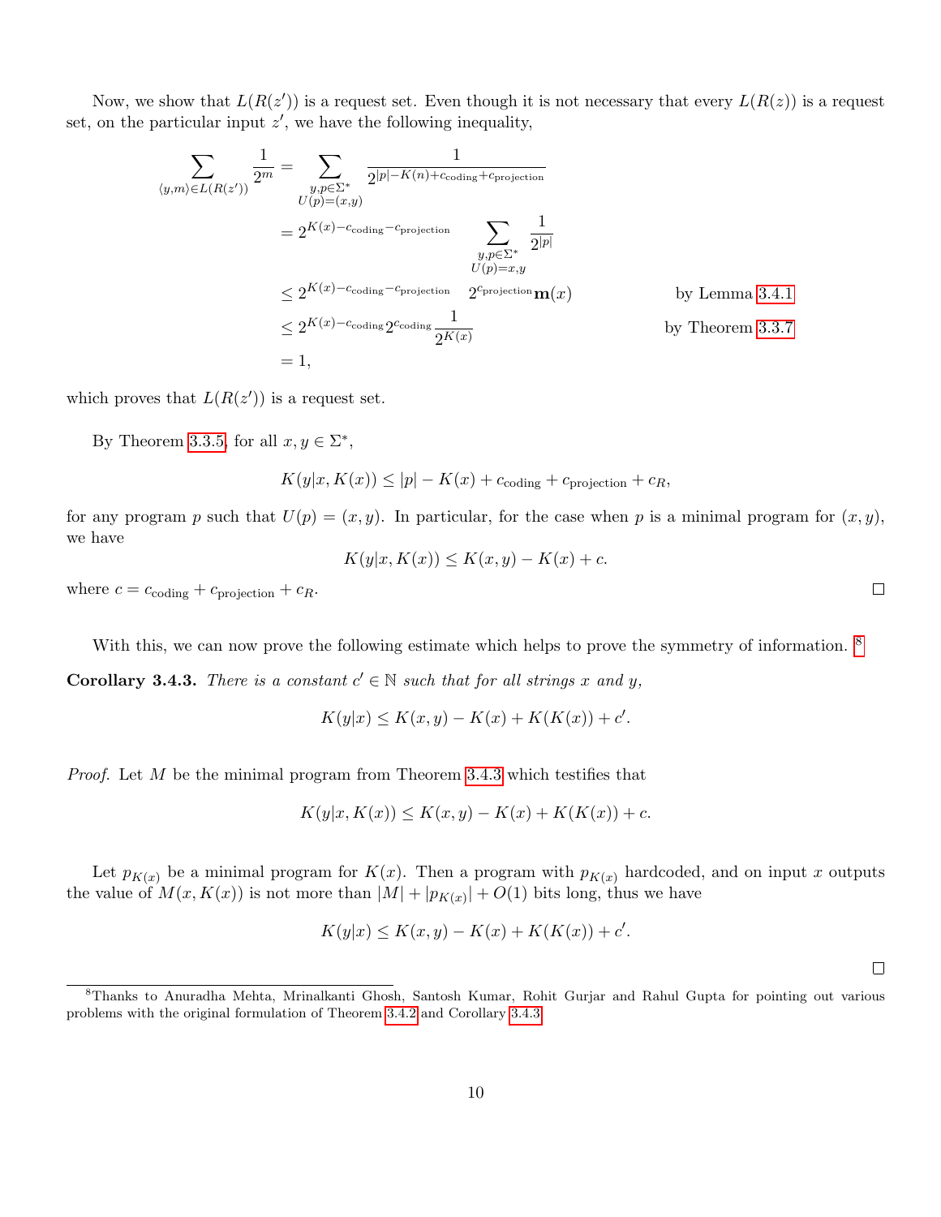Now, we show that $L(R(z'))$ is a request set. Even though it is not necessary that every $L(R(z))$ is a request set, on the particular input $z'$, we have the following inequality,

$$
\begin{aligned}
\sum_{\langle y,m\rangle \in L(R(z'))} \frac{1}{2^m} &= \sum_{\substack{y,p\in\Sigma^* \\ U(p)=(x,y)}} \frac{1}{2^{|p|-K(n)+c_{\text{coding}}+c_{\text{projection}}}} \\
&= 2^{K(x)-c_{\text{coding}}-c_{\text{projection}}} \sum_{\substack{y,p\in\Sigma^* \\ U(p)=x,y}} \frac{1}{2^{|p|}} \\
&\leq 2^{K(x)-c_{\text{coding}}-c_{\text{projection}}} \quad 2^{c_{\text{projection}}}\mathbf{m}(x) && \text{by Lemma 3.4.1} \\
&\leq 2^{K(x)-c_{\text{coding}}} 2^{c_{\text{coding}}} \frac{1}{2^{K(x)}} && \text{by Theorem 3.3.7} \\
&= 1,
\end{aligned}
$$

which proves that $L(R(z'))$ is a request set.

By Theorem 3.3.5, for all $x, y \in \Sigma^*$,

$$K(y|x, K(x)) \leq |p| - K(x) + c_{\text{coding}} + c_{\text{projection}} + c_R,$$

for any program $p$ such that $U(p) = (x, y)$. In particular, for the case when $p$ is a minimal program for $(x, y)$, we have

$$K(y|x, K(x)) \leq K(x, y) - K(x) + c.$$

where $c = c_{\text{coding}} + c_{\text{projection}} + c_R$. □

With this, we can now prove the following estimate which helps to prove the symmetry of information. [8]

**Corollary 3.4.3.** *There is a constant $c' \in \mathbb{N}$ such that for all strings $x$ and $y$,*

$$K(y|x) \leq K(x, y) - K(x) + K(K(x)) + c'.$$

*Proof.* Let $M$ be the minimal program from Theorem 3.4.3 which testifies that

$$K(y|x, K(x)) \leq K(x, y) - K(x) + K(K(x)) + c.$$

Let $p_{K(x)}$ be a minimal program for $K(x)$. Then a program with $p_{K(x)}$ hardcoded, and on input $x$ outputs the value of $M(x, K(x))$ is not more than $|M| + |p_{K(x)}| + O(1)$ bits long, thus we have

$$K(y|x) \leq K(x, y) - K(x) + K(K(x)) + c'.$$

□

[8] Thanks to Anuradha Mehta, Mrinalkanti Ghosh, Santosh Kumar, Rohit Gurjar and Rahul Gupta for pointing out various problems with the original formulation of Theorem 3.4.2 and Corollary 3.4.3.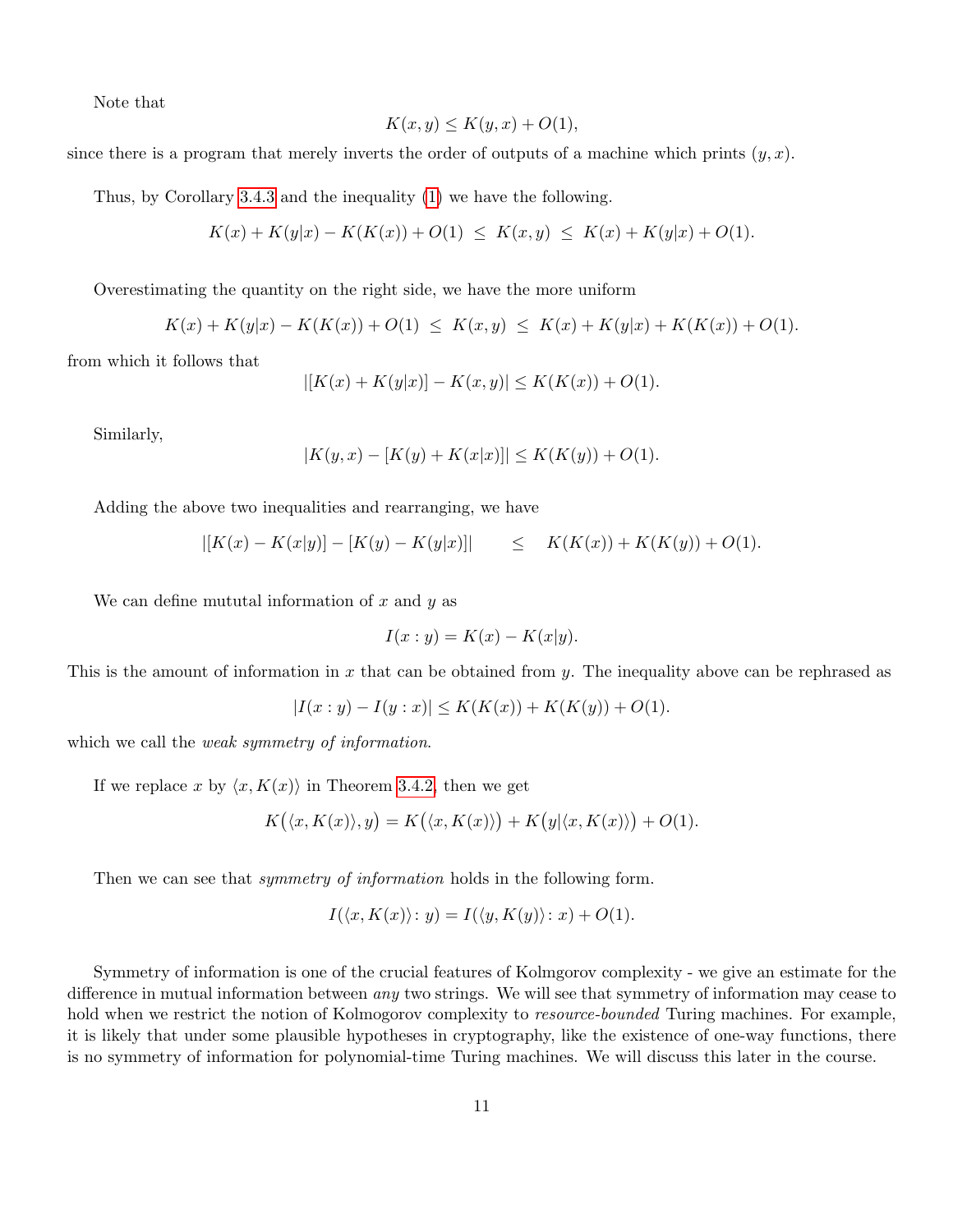Note that

$$K(x, y) \leq K(y, x) + O(1),$$

since there is a program that merely inverts the order of outputs of a machine which prints $(y, x)$.

Thus, by Corollary 3.4.3 and the inequality (1) we have the following.

$$K(x) + K(y|x) - K(K(x)) + O(1) \;\leq\; K(x, y) \;\leq\; K(x) + K(y|x) + O(1).$$

Overestimating the quantity on the right side, we have the more uniform

$$K(x) + K(y|x) - K(K(x)) + O(1) \;\leq\; K(x, y) \;\leq\; K(x) + K(y|x) + K(K(x)) + O(1).$$

from which it follows that

$$|[K(x) + K(y|x)] - K(x, y)| \leq K(K(x)) + O(1).$$

Similarly,

$$|K(y, x) - [K(y) + K(x|x)]| \leq K(K(y)) + O(1).$$

Adding the above two inequalities and rearranging, we have

$$|[K(x) - K(x|y)] - [K(y) - K(y|x)]| \qquad \leq \quad K(K(x)) + K(K(y)) + O(1).$$

We can define mutual information of $x$ and $y$ as

$$I(x : y) = K(x) - K(x|y).$$

This is the amount of information in $x$ that can be obtained from $y$. The inequality above can be rephrased as

$$|I(x : y) - I(y : x)| \leq K(K(x)) + K(K(y)) + O(1).$$

which we call the *weak symmetry of information*.

If we replace $x$ by $\langle x, K(x)\rangle$ in Theorem 3.4.2, then we get

$$K\big(\langle x, K(x)\rangle, y\big) = K\big(\langle x, K(x)\rangle\big) + K\big(y|\langle x, K(x)\rangle\big) + O(1).$$

Then we can see that *symmetry of information* holds in the following form.

$$I(\langle x, K(x)\rangle \colon y) = I(\langle y, K(y)\rangle \colon x) + O(1).$$

Symmetry of information is one of the crucial features of Kolmgorov complexity - we give an estimate for the difference in mutual information between *any* two strings. We will see that symmetry of information may cease to hold when we restrict the notion of Kolmogorov complexity to *resource-bounded* Turing machines. For example, it is likely that under some plausible hypotheses in cryptography, like the existence of one-way functions, there is no symmetry of information for polynomial-time Turing machines. We will discuss this later in the course.